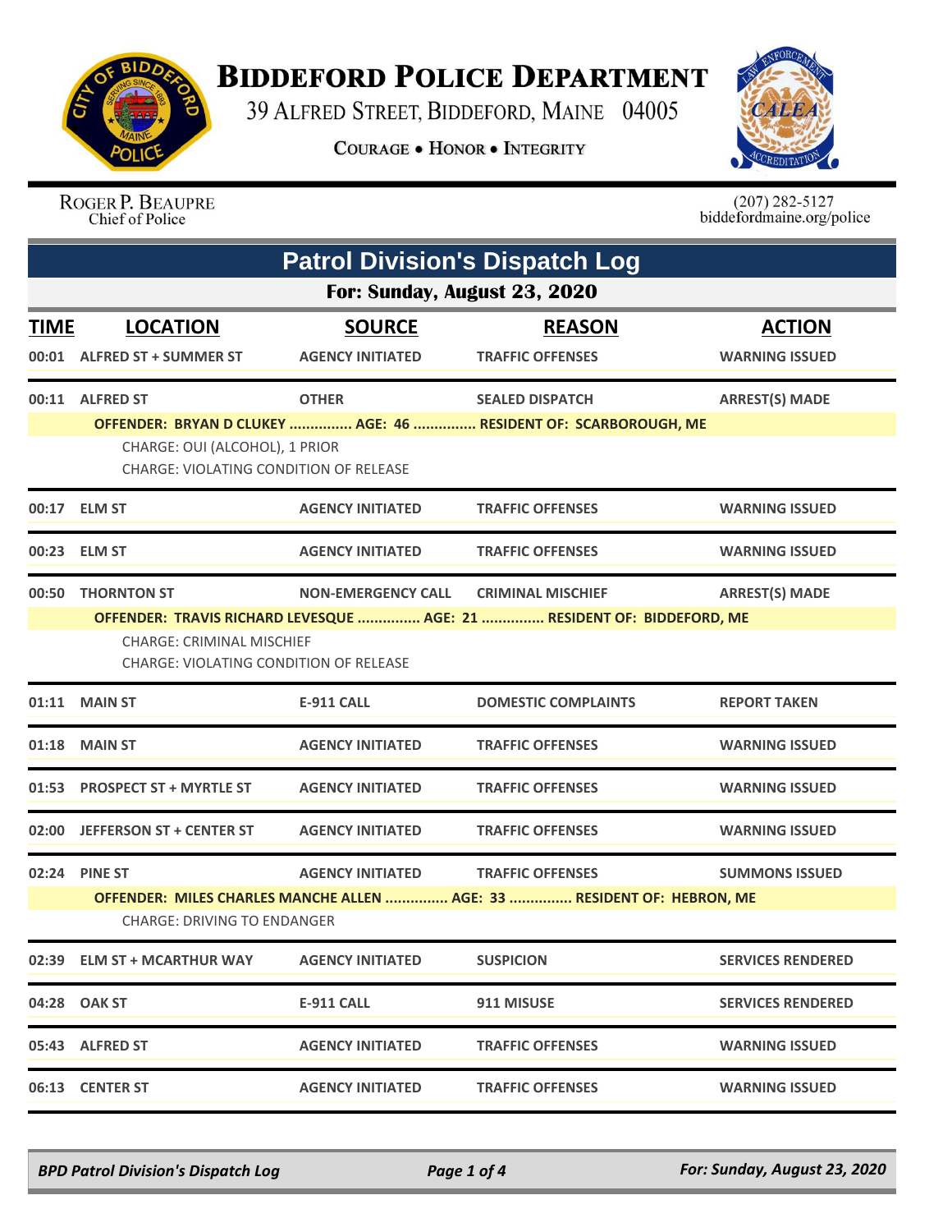# BIDDEFORD POLICE DEPARTMENT

39 ALFRED STREET, BIDDEFORD, MAINE 04005

COURAGE • HONOR • INTEGRITY

ROGER P. BEAUPRE
Chief of Police

(207) 282-5127
biddefordmaine.org/police

## Patrol Division's Dispatch Log

### For: Sunday, August 23, 2020

| TIME | LOCATION | SOURCE | REASON | ACTION |
|---|---|---|---|---|
| 00:01 | ALFRED ST + SUMMER ST | AGENCY INITIATED | TRAFFIC OFFENSES | WARNING ISSUED |
| 00:11 | ALFRED ST | OTHER | SEALED DISPATCH | ARREST(S) MADE |
| | OFFENDER: BRYAN D CLUKEY ............... AGE: 46 ............... RESIDENT OF: SCARBOROUGH, ME<br>CHARGE: OUI (ALCOHOL), 1 PRIOR<br>CHARGE: VIOLATING CONDITION OF RELEASE | | | |
| 00:17 | ELM ST | AGENCY INITIATED | TRAFFIC OFFENSES | WARNING ISSUED |
| 00:23 | ELM ST | AGENCY INITIATED | TRAFFIC OFFENSES | WARNING ISSUED |
| 00:50 | THORNTON ST | NON-EMERGENCY CALL | CRIMINAL MISCHIEF | ARREST(S) MADE |
| | OFFENDER: TRAVIS RICHARD LEVESQUE ............... AGE: 21 ............... RESIDENT OF: BIDDEFORD, ME<br>CHARGE: CRIMINAL MISCHIEF<br>CHARGE: VIOLATING CONDITION OF RELEASE | | | |
| 01:11 | MAIN ST | E-911 CALL | DOMESTIC COMPLAINTS | REPORT TAKEN |
| 01:18 | MAIN ST | AGENCY INITIATED | TRAFFIC OFFENSES | WARNING ISSUED |
| 01:53 | PROSPECT ST + MYRTLE ST | AGENCY INITIATED | TRAFFIC OFFENSES | WARNING ISSUED |
| 02:00 | JEFFERSON ST + CENTER ST | AGENCY INITIATED | TRAFFIC OFFENSES | WARNING ISSUED |
| 02:24 | PINE ST | AGENCY INITIATED | TRAFFIC OFFENSES | SUMMONS ISSUED |
| | OFFENDER: MILES CHARLES MANCHE ALLEN ............... AGE: 33 ............... RESIDENT OF: HEBRON, ME<br>CHARGE: DRIVING TO ENDANGER | | | |
| 02:39 | ELM ST + MCARTHUR WAY | AGENCY INITIATED | SUSPICION | SERVICES RENDERED |
| 04:28 | OAK ST | E-911 CALL | 911 MISUSE | SERVICES RENDERED |
| 05:43 | ALFRED ST | AGENCY INITIATED | TRAFFIC OFFENSES | WARNING ISSUED |
| 06:13 | CENTER ST | AGENCY INITIATED | TRAFFIC OFFENSES | WARNING ISSUED |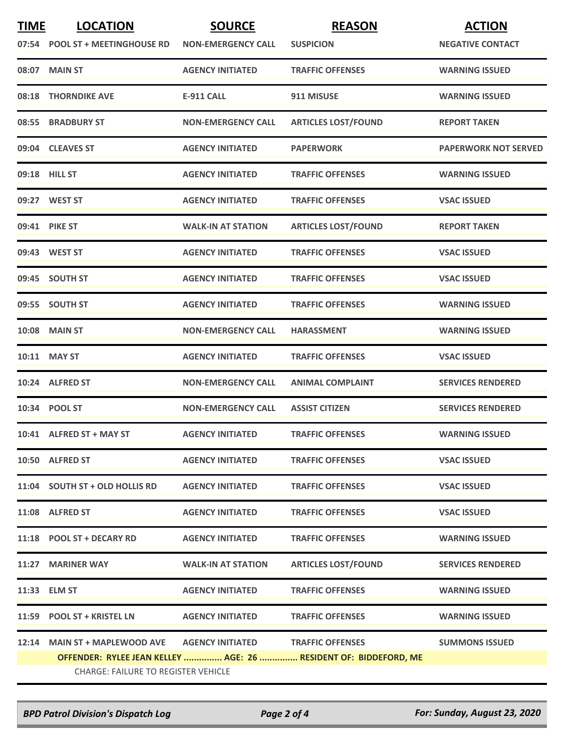| TIME | LOCATION | SOURCE | REASON | ACTION |
|---|---|---|---|---|
| 07:54 | POOL ST + MEETINGHOUSE RD | NON-EMERGENCY CALL | SUSPICION | NEGATIVE CONTACT |
| 08:07 | MAIN ST | AGENCY INITIATED | TRAFFIC OFFENSES | WARNING ISSUED |
| 08:18 | THORNDIKE AVE | E-911 CALL | 911 MISUSE | WARNING ISSUED |
| 08:55 | BRADBURY ST | NON-EMERGENCY CALL | ARTICLES LOST/FOUND | REPORT TAKEN |
| 09:04 | CLEAVES ST | AGENCY INITIATED | PAPERWORK | PAPERWORK NOT SERVED |
| 09:18 | HILL ST | AGENCY INITIATED | TRAFFIC OFFENSES | WARNING ISSUED |
| 09:27 | WEST ST | AGENCY INITIATED | TRAFFIC OFFENSES | VSAC ISSUED |
| 09:41 | PIKE ST | WALK-IN AT STATION | ARTICLES LOST/FOUND | REPORT TAKEN |
| 09:43 | WEST ST | AGENCY INITIATED | TRAFFIC OFFENSES | VSAC ISSUED |
| 09:45 | SOUTH ST | AGENCY INITIATED | TRAFFIC OFFENSES | VSAC ISSUED |
| 09:55 | SOUTH ST | AGENCY INITIATED | TRAFFIC OFFENSES | WARNING ISSUED |
| 10:08 | MAIN ST | NON-EMERGENCY CALL | HARASSMENT | WARNING ISSUED |
| 10:11 | MAY ST | AGENCY INITIATED | TRAFFIC OFFENSES | VSAC ISSUED |
| 10:24 | ALFRED ST | NON-EMERGENCY CALL | ANIMAL COMPLAINT | SERVICES RENDERED |
| 10:34 | POOL ST | NON-EMERGENCY CALL | ASSIST CITIZEN | SERVICES RENDERED |
| 10:41 | ALFRED ST + MAY ST | AGENCY INITIATED | TRAFFIC OFFENSES | WARNING ISSUED |
| 10:50 | ALFRED ST | AGENCY INITIATED | TRAFFIC OFFENSES | VSAC ISSUED |
| 11:04 | SOUTH ST + OLD HOLLIS RD | AGENCY INITIATED | TRAFFIC OFFENSES | VSAC ISSUED |
| 11:08 | ALFRED ST | AGENCY INITIATED | TRAFFIC OFFENSES | VSAC ISSUED |
| 11:18 | POOL ST + DECARY RD | AGENCY INITIATED | TRAFFIC OFFENSES | WARNING ISSUED |
| 11:27 | MARINER WAY | WALK-IN AT STATION | ARTICLES LOST/FOUND | SERVICES RENDERED |
| 11:33 | ELM ST | AGENCY INITIATED | TRAFFIC OFFENSES | WARNING ISSUED |
| 11:59 | POOL ST + KRISTEL LN | AGENCY INITIATED | TRAFFIC OFFENSES | WARNING ISSUED |
| 12:14 | MAIN ST + MAPLEWOOD AVE | AGENCY INITIATED | TRAFFIC OFFENSES | SUMMONS ISSUED |

**OFFENDER: RYLEE JEAN KELLEY ............... AGE: 26 ............... RESIDENT OF: BIDDEFORD, ME**

CHARGE: FAILURE TO REGISTER VEHICLE

*BPD Patrol Division's Dispatch Log* — *For: Sunday, August 23, 2020*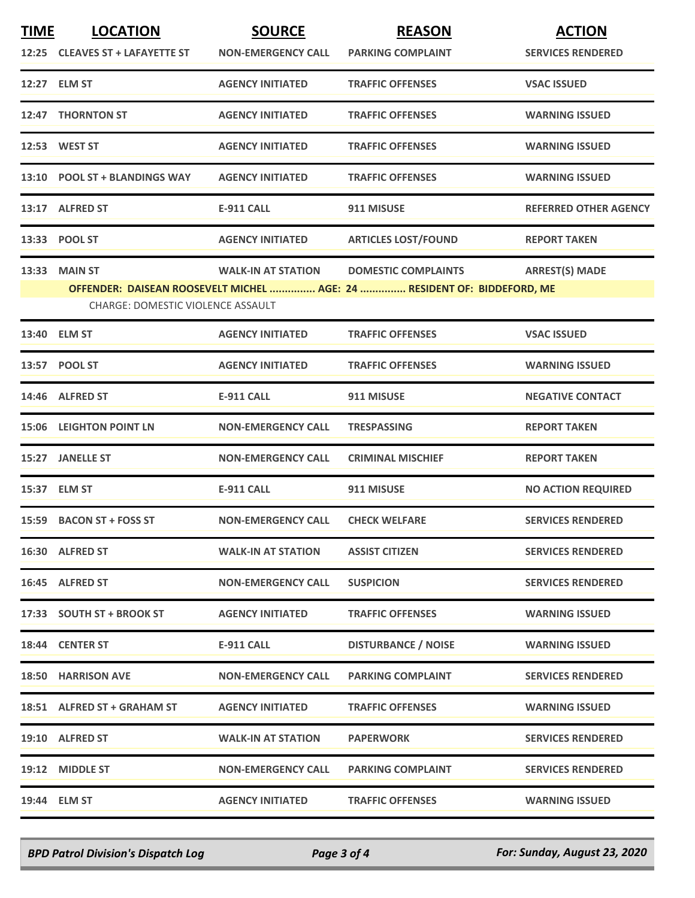| TIME | LOCATION | SOURCE | REASON | ACTION |
|---|---|---|---|---|
| 12:25 | CLEAVES ST + LAFAYETTE ST | NON-EMERGENCY CALL | PARKING COMPLAINT | SERVICES RENDERED |
| 12:27 | ELM ST | AGENCY INITIATED | TRAFFIC OFFENSES | VSAC ISSUED |
| 12:47 | THORNTON ST | AGENCY INITIATED | TRAFFIC OFFENSES | WARNING ISSUED |
| 12:53 | WEST ST | AGENCY INITIATED | TRAFFIC OFFENSES | WARNING ISSUED |
| 13:10 | POOL ST + BLANDINGS WAY | AGENCY INITIATED | TRAFFIC OFFENSES | WARNING ISSUED |
| 13:17 | ALFRED ST | E-911 CALL | 911 MISUSE | REFERRED OTHER AGENCY |
| 13:33 | POOL ST | AGENCY INITIATED | ARTICLES LOST/FOUND | REPORT TAKEN |
| 13:33 | MAIN ST | WALK-IN AT STATION | DOMESTIC COMPLAINTS | ARREST(S) MADE |
| | OFFENDER: DAISEAN ROOSEVELT MICHEL ............... AGE: 24 ............... RESIDENT OF: BIDDEFORD, ME | | | |
| | CHARGE: DOMESTIC VIOLENCE ASSAULT | | | |
| 13:40 | ELM ST | AGENCY INITIATED | TRAFFIC OFFENSES | VSAC ISSUED |
| 13:57 | POOL ST | AGENCY INITIATED | TRAFFIC OFFENSES | WARNING ISSUED |
| 14:46 | ALFRED ST | E-911 CALL | 911 MISUSE | NEGATIVE CONTACT |
| 15:06 | LEIGHTON POINT LN | NON-EMERGENCY CALL | TRESPASSING | REPORT TAKEN |
| 15:27 | JANELLE ST | NON-EMERGENCY CALL | CRIMINAL MISCHIEF | REPORT TAKEN |
| 15:37 | ELM ST | E-911 CALL | 911 MISUSE | NO ACTION REQUIRED |
| 15:59 | BACON ST + FOSS ST | NON-EMERGENCY CALL | CHECK WELFARE | SERVICES RENDERED |
| 16:30 | ALFRED ST | WALK-IN AT STATION | ASSIST CITIZEN | SERVICES RENDERED |
| 16:45 | ALFRED ST | NON-EMERGENCY CALL | SUSPICION | SERVICES RENDERED |
| 17:33 | SOUTH ST + BROOK ST | AGENCY INITIATED | TRAFFIC OFFENSES | WARNING ISSUED |
| 18:44 | CENTER ST | E-911 CALL | DISTURBANCE / NOISE | WARNING ISSUED |
| 18:50 | HARRISON AVE | NON-EMERGENCY CALL | PARKING COMPLAINT | SERVICES RENDERED |
| 18:51 | ALFRED ST + GRAHAM ST | AGENCY INITIATED | TRAFFIC OFFENSES | WARNING ISSUED |
| 19:10 | ALFRED ST | WALK-IN AT STATION | PAPERWORK | SERVICES RENDERED |
| 19:12 | MIDDLE ST | NON-EMERGENCY CALL | PARKING COMPLAINT | SERVICES RENDERED |
| 19:44 | ELM ST | AGENCY INITIATED | TRAFFIC OFFENSES | WARNING ISSUED |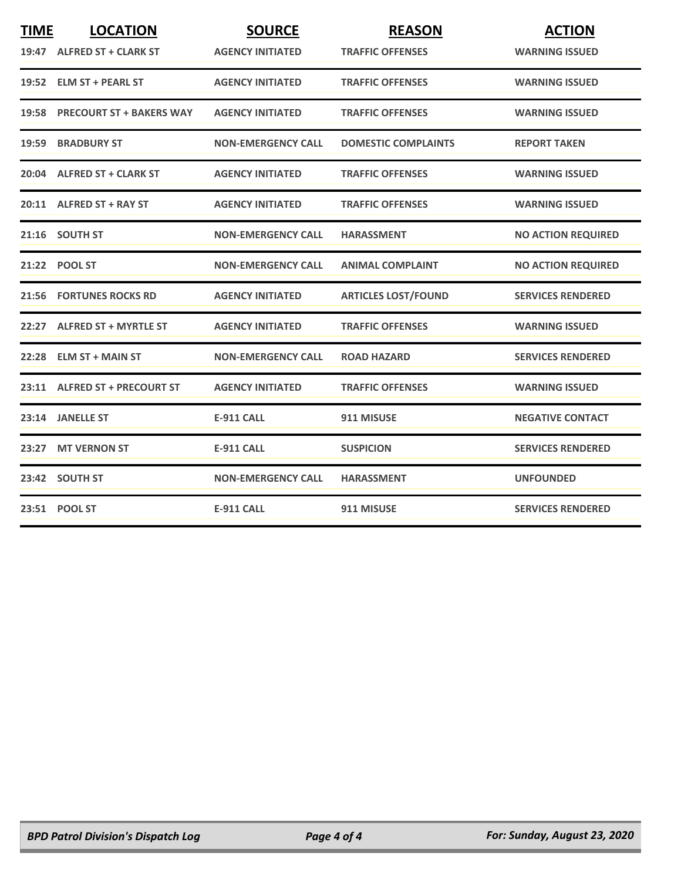| TIME | LOCATION | SOURCE | REASON | ACTION |
|---|---|---|---|---|
| 19:47 | ALFRED ST + CLARK ST | AGENCY INITIATED | TRAFFIC OFFENSES | WARNING ISSUED |
| 19:52 | ELM ST + PEARL ST | AGENCY INITIATED | TRAFFIC OFFENSES | WARNING ISSUED |
| 19:58 | PRECOURT ST + BAKERS WAY | AGENCY INITIATED | TRAFFIC OFFENSES | WARNING ISSUED |
| 19:59 | BRADBURY ST | NON-EMERGENCY CALL | DOMESTIC COMPLAINTS | REPORT TAKEN |
| 20:04 | ALFRED ST + CLARK ST | AGENCY INITIATED | TRAFFIC OFFENSES | WARNING ISSUED |
| 20:11 | ALFRED ST + RAY ST | AGENCY INITIATED | TRAFFIC OFFENSES | WARNING ISSUED |
| 21:16 | SOUTH ST | NON-EMERGENCY CALL | HARASSMENT | NO ACTION REQUIRED |
| 21:22 | POOL ST | NON-EMERGENCY CALL | ANIMAL COMPLAINT | NO ACTION REQUIRED |
| 21:56 | FORTUNES ROCKS RD | AGENCY INITIATED | ARTICLES LOST/FOUND | SERVICES RENDERED |
| 22:27 | ALFRED ST + MYRTLE ST | AGENCY INITIATED | TRAFFIC OFFENSES | WARNING ISSUED |
| 22:28 | ELM ST + MAIN ST | NON-EMERGENCY CALL | ROAD HAZARD | SERVICES RENDERED |
| 23:11 | ALFRED ST + PRECOURT ST | AGENCY INITIATED | TRAFFIC OFFENSES | WARNING ISSUED |
| 23:14 | JANELLE ST | E-911 CALL | 911 MISUSE | NEGATIVE CONTACT |
| 23:27 | MT VERNON ST | E-911 CALL | SUSPICION | SERVICES RENDERED |
| 23:42 | SOUTH ST | NON-EMERGENCY CALL | HARASSMENT | UNFOUNDED |
| 23:51 | POOL ST | E-911 CALL | 911 MISUSE | SERVICES RENDERED |